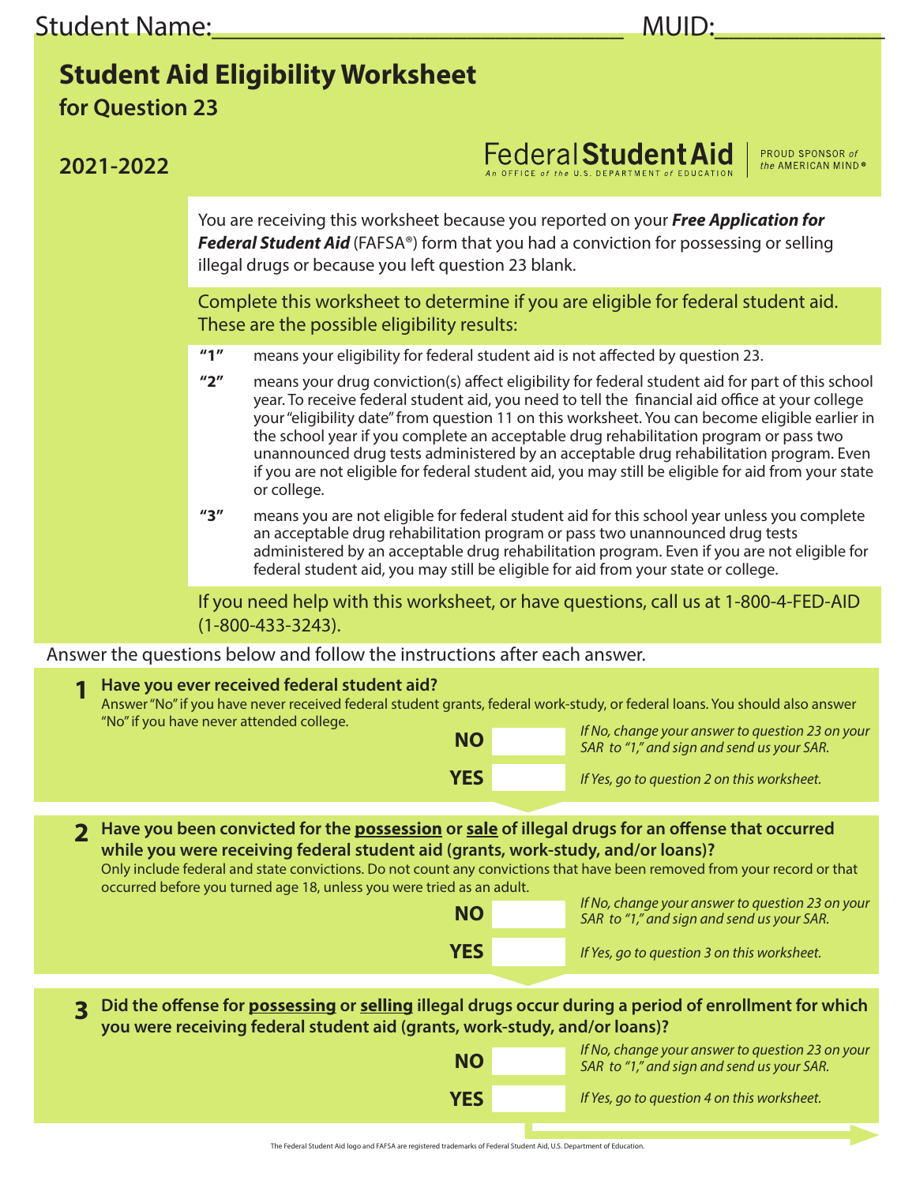Student Name:______________________________ MUID:____________

# Student Aid Eligibility Worksheet

## for Question 23

## 2021-2022

Federal **Student Aid** | PROUD SPONSOR *of the* AMERICAN MIND®

An OFFICE *of the* U.S. DEPARTMENT *of* EDUCATION

You are receiving this worksheet because you reported on your ***Free Application for Federal Student Aid*** (FAFSA®) form that you had a conviction for possessing or selling illegal drugs or because you left question 23 blank.

Complete this worksheet to determine if you are eligible for federal student aid. These are the possible eligibility results:

- **"1"** means your eligibility for federal student aid is not affected by question 23.
- **"2"** means your drug conviction(s) affect eligibility for federal student aid for part of this school year. To receive federal student aid, you need to tell the financial aid office at your college your "eligibility date" from question 11 on this worksheet. You can become eligible earlier in the school year if you complete an acceptable drug rehabilitation program or pass two unannounced drug tests administered by an acceptable drug rehabilitation program. Even if you are not eligible for federal student aid, you may still be eligible for aid from your state or college.
- **"3"** means you are not eligible for federal student aid for this school year unless you complete an acceptable drug rehabilitation program or pass two unannounced drug tests administered by an acceptable drug rehabilitation program. Even if you are not eligible for federal student aid, you may still be eligible for aid from your state or college.

If you need help with this worksheet, or have questions, call us at 1-800-4-FED-AID (1-800-433-3243).

Answer the questions below and follow the instructions after each answer.

**1 Have you ever received federal student aid?**

Answer "No" if you have never received federal student grants, federal work-study, or federal loans. You should also answer "No" if you have never attended college.

**NO** ☐ *If No, change your answer to question 23 on your SAR to "1," and sign and send us your SAR.*

**YES** ☐ *If Yes, go to question 2 on this worksheet.*

**2 Have you been convicted for the possession or sale of illegal drugs for an offense that occurred while you were receiving federal student aid (grants, work-study, and/or loans)?**

Only include federal and state convictions. Do not count any convictions that have been removed from your record or that occurred before you turned age 18, unless you were tried as an adult.

**NO** ☐ *If No, change your answer to question 23 on your SAR to "1," and sign and send us your SAR.*

**YES** ☐ *If Yes, go to question 3 on this worksheet.*

**3 Did the offense for possessing or selling illegal drugs occur during a period of enrollment for which you were receiving federal student aid (grants, work-study, and/or loans)?**

**NO** ☐ *If No, change your answer to question 23 on your SAR to "1," and sign and send us your SAR.*

**YES** ☐ *If Yes, go to question 4 on this worksheet.*

The Federal Student Aid logo and FAFSA are registered trademarks of Federal Student Aid, U.S. Department of Education.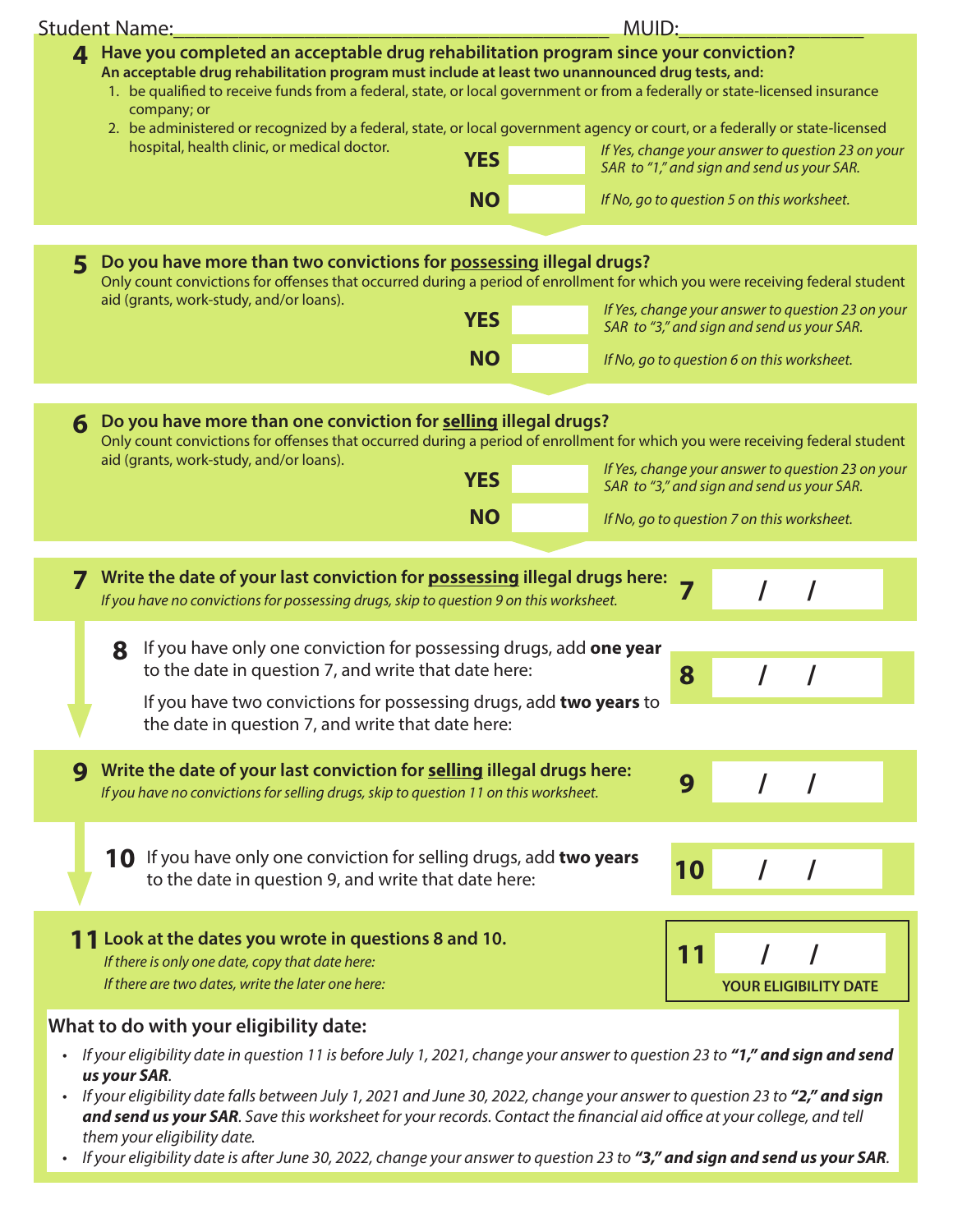Student Name:________________________________________ MUID:________________

**4 Have you completed an acceptable drug rehabilitation program since your conviction?**

**An acceptable drug rehabilitation program must include at least two unannounced drug tests, and:**

1. be qualified to receive funds from a federal, state, or local government or from a federally or state-licensed insurance company; or
2. be administered or recognized by a federal, state, or local government agency or court, or a federally or state-licensed hospital, health clinic, or medical doctor.

**YES** ☐ *If Yes, change your answer to question 23 on your SAR to "1," and sign and send us your SAR.*

**NO** ☐ *If No, go to question 5 on this worksheet.*

**5 Do you have more than two convictions for possessing illegal drugs?**

Only count convictions for offenses that occurred during a period of enrollment for which you were receiving federal student aid (grants, work-study, and/or loans).

**YES** ☐ *If Yes, change your answer to question 23 on your SAR to "3," and sign and send us your SAR.*

**NO** ☐ *If No, go to question 6 on this worksheet.*

**6 Do you have more than one conviction for selling illegal drugs?**

Only count convictions for offenses that occurred during a period of enrollment for which you were receiving federal student aid (grants, work-study, and/or loans).

**YES** ☐ *If Yes, change your answer to question 23 on your SAR to "3," and sign and send us your SAR.*

**NO** ☐ *If No, go to question 7 on this worksheet.*

**7 Write the date of your last conviction for possessing illegal drugs here:** **7** ___ / ___ / ___

*If you have no convictions for possessing drugs, skip to question 9 on this worksheet.*

**8** If you have only one conviction for possessing drugs, add **one year** to the date in question 7, and write that date here: **8** ___ / ___ / ___

If you have two convictions for possessing drugs, add **two years** to the date in question 7, and write that date here:

**9 Write the date of your last conviction for selling illegal drugs here:** **9** ___ / ___ / ___

*If you have no convictions for selling drugs, skip to question 11 on this worksheet.*

**10** If you have only one conviction for selling drugs, add **two years** to the date in question 9, and write that date here: **10** ___ / ___ / ___

**11 Look at the dates you wrote in questions 8 and 10.**

*If there is only one date, copy that date here:*

*If there are two dates, write the later one here:*

**11** ___ / ___ / ___ **YOUR ELIGIBILITY DATE**

**What to do with your eligibility date:**

- *If your eligibility date in question 11 is before July 1, 2021, change your answer to question 23 to* ***"1," and sign and send us your SAR****.*
- *If your eligibility date falls between July 1, 2021 and June 30, 2022, change your answer to question 23 to* ***"2," and sign and send us your SAR****. Save this worksheet for your records. Contact the financial aid office at your college, and tell them your eligibility date.*
- *If your eligibility date is after June 30, 2022, change your answer to question 23 to* ***"3," and sign and send us your SAR****.*